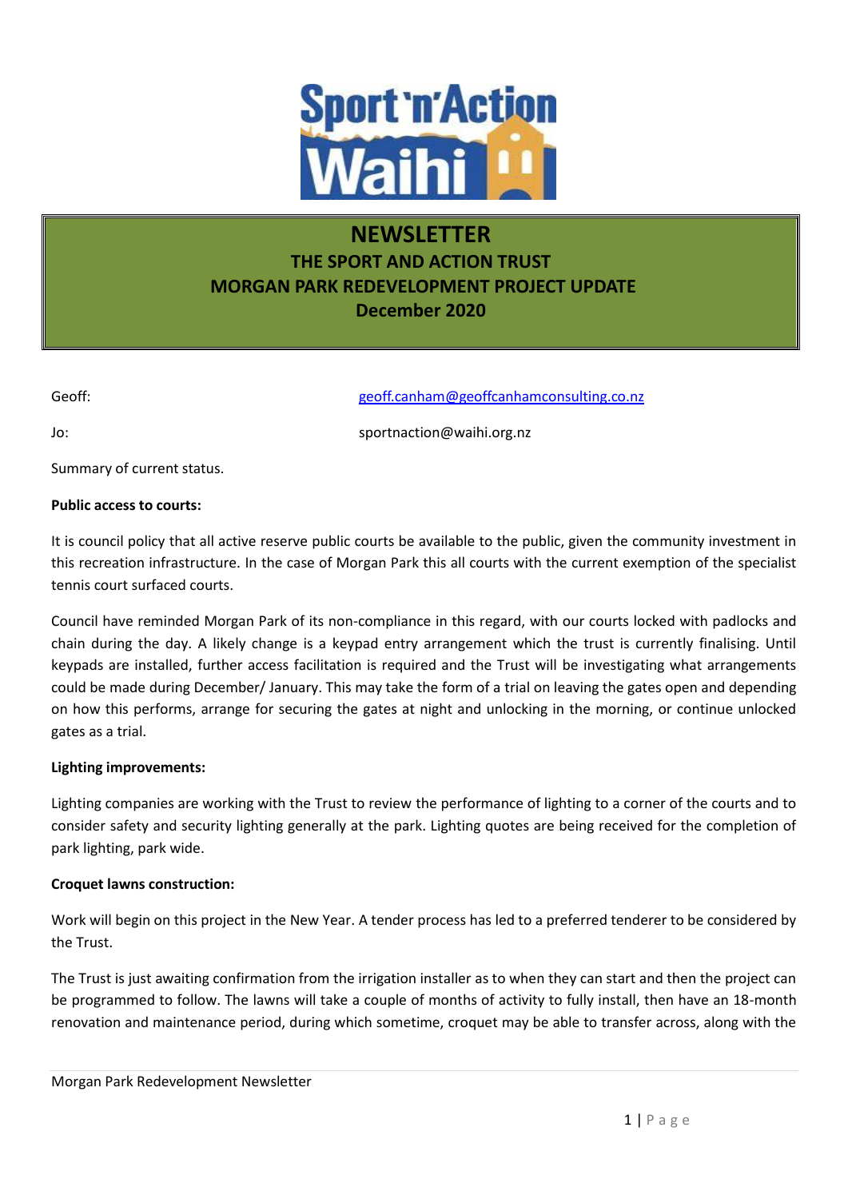# NEWSLETTER

## THE SPORT AND ACTION TRUST

## MORGAN PARK REDEVELOPMENT PROJECT UPDATE

## December 2020

Geoff: geoff.canham@geoffcanhamconsulting.co.nz

Jo: sportnaction@waihi.org.nz

Summary of current status.

**Public access to courts:**

It is council policy that all active reserve public courts be available to the public, given the community investment in this recreation infrastructure. In the case of Morgan Park this all courts with the current exemption of the specialist tennis court surfaced courts.

Council have reminded Morgan Park of its non-compliance in this regard, with our courts locked with padlocks and chain during the day. A likely change is a keypad entry arrangement which the trust is currently finalising. Until keypads are installed, further access facilitation is required and the Trust will be investigating what arrangements could be made during December/ January. This may take the form of a trial on leaving the gates open and depending on how this performs, arrange for securing the gates at night and unlocking in the morning, or continue unlocked gates as a trial.

**Lighting improvements:**

Lighting companies are working with the Trust to review the performance of lighting to a corner of the courts and to consider safety and security lighting generally at the park. Lighting quotes are being received for the completion of park lighting, park wide.

**Croquet lawns construction:**

Work will begin on this project in the New Year. A tender process has led to a preferred tenderer to be considered by the Trust.

The Trust is just awaiting confirmation from the irrigation installer as to when they can start and then the project can be programmed to follow. The lawns will take a couple of months of activity to fully install, then have an 18-month renovation and maintenance period, during which sometime, croquet may be able to transfer across, along with the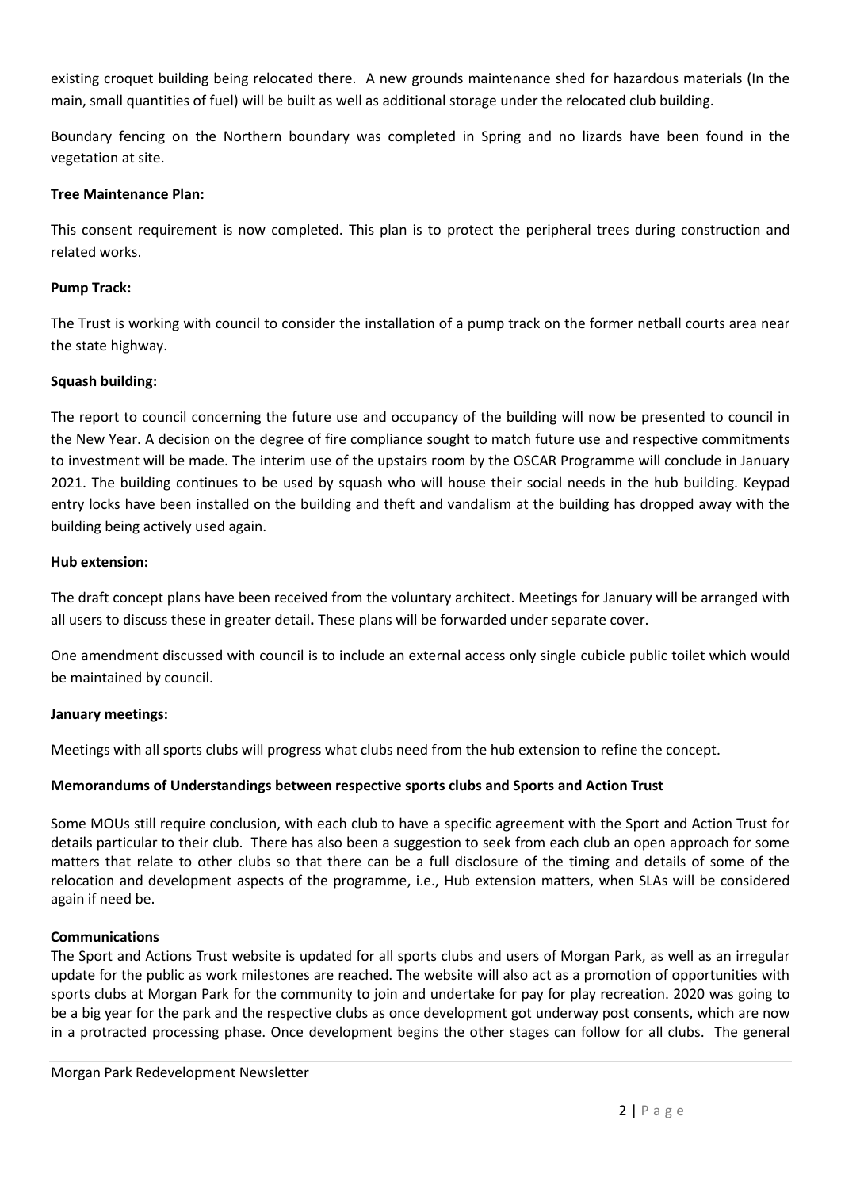existing croquet building being relocated there. A new grounds maintenance shed for hazardous materials (In the main, small quantities of fuel) will be built as well as additional storage under the relocated club building.

Boundary fencing on the Northern boundary was completed in Spring and no lizards have been found in the vegetation at site.

**Tree Maintenance Plan:**

This consent requirement is now completed. This plan is to protect the peripheral trees during construction and related works.

**Pump Track:**

The Trust is working with council to consider the installation of a pump track on the former netball courts area near the state highway.

**Squash building:**

The report to council concerning the future use and occupancy of the building will now be presented to council in the New Year. A decision on the degree of fire compliance sought to match future use and respective commitments to investment will be made. The interim use of the upstairs room by the OSCAR Programme will conclude in January 2021. The building continues to be used by squash who will house their social needs in the hub building. Keypad entry locks have been installed on the building and theft and vandalism at the building has dropped away with the building being actively used again.

**Hub extension:**

The draft concept plans have been received from the voluntary architect. Meetings for January will be arranged with all users to discuss these in greater detail**.** These plans will be forwarded under separate cover.

One amendment discussed with council is to include an external access only single cubicle public toilet which would be maintained by council.

**January meetings:**

Meetings with all sports clubs will progress what clubs need from the hub extension to refine the concept.

**Memorandums of Understandings between respective sports clubs and Sports and Action Trust**

Some MOUs still require conclusion, with each club to have a specific agreement with the Sport and Action Trust for details particular to their club. There has also been a suggestion to seek from each club an open approach for some matters that relate to other clubs so that there can be a full disclosure of the timing and details of some of the relocation and development aspects of the programme, i.e., Hub extension matters, when SLAs will be considered again if need be.

**Communications**

The Sport and Actions Trust website is updated for all sports clubs and users of Morgan Park, as well as an irregular update for the public as work milestones are reached. The website will also act as a promotion of opportunities with sports clubs at Morgan Park for the community to join and undertake for pay for play recreation. 2020 was going to be a big year for the park and the respective clubs as once development got underway post consents, which are now in a protracted processing phase. Once development begins the other stages can follow for all clubs. The general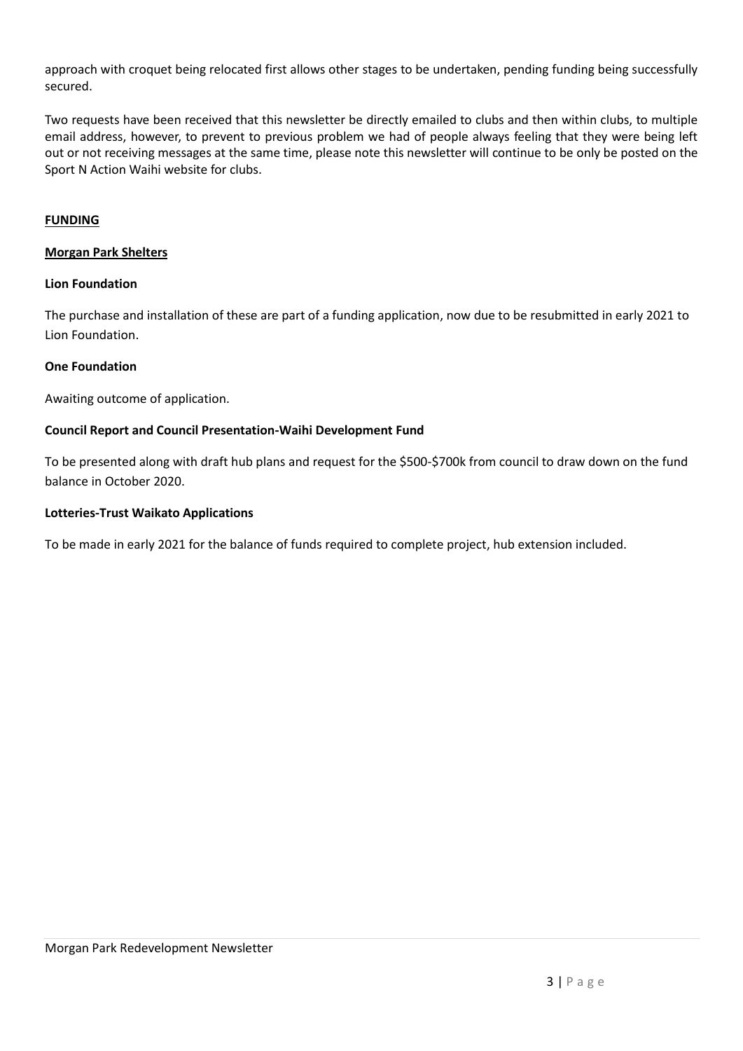approach with croquet being relocated first allows other stages to be undertaken, pending funding being successfully secured.

Two requests have been received that this newsletter be directly emailed to clubs and then within clubs, to multiple email address, however, to prevent to previous problem we had of people always feeling that they were being left out or not receiving messages at the same time, please note this newsletter will continue to be only be posted on the Sport N Action Waihi website for clubs.

## FUNDING

### Morgan Park Shelters

**Lion Foundation**

The purchase and installation of these are part of a funding application, now due to be resubmitted in early 2021 to Lion Foundation.

**One Foundation**

Awaiting outcome of application.

**Council Report and Council Presentation-Waihi Development Fund**

To be presented along with draft hub plans and request for the \$500-\$700k from council to draw down on the fund balance in October 2020.

**Lotteries-Trust Waikato Applications**

To be made in early 2021 for the balance of funds required to complete project, hub extension included.